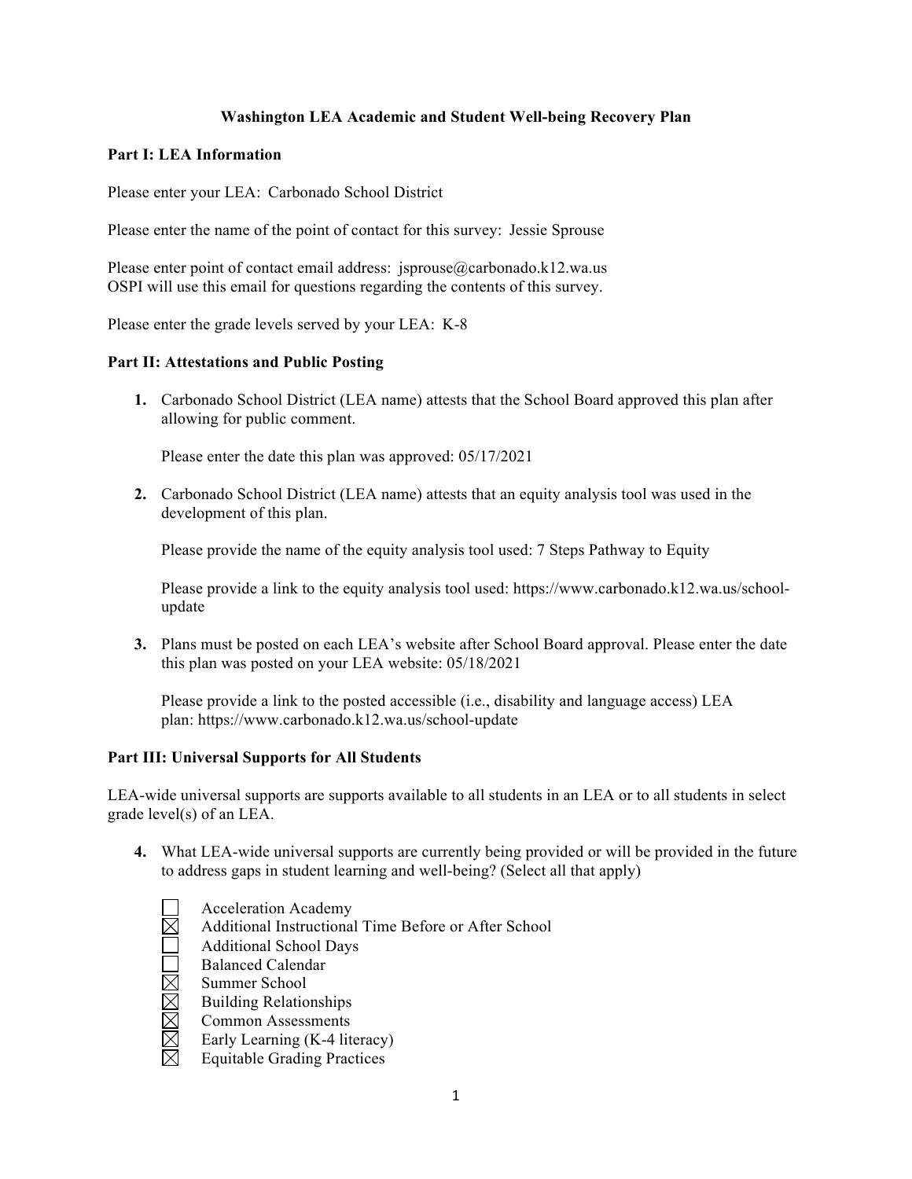# Washington LEA Academic and Student Well-being Recovery Plan

## Part I: LEA Information

Please enter your LEA: Carbonado School District

Please enter the name of the point of contact for this survey: Jessie Sprouse

Please enter point of contact email address: jsprouse@carbonado.k12.wa.us
OSPI will use this email for questions regarding the contents of this survey.

Please enter the grade levels served by your LEA: K-8

## Part II: Attestations and Public Posting

1. Carbonado School District (LEA name) attests that the School Board approved this plan after allowing for public comment.

   Please enter the date this plan was approved: 05/17/2021

2. Carbonado School District (LEA name) attests that an equity analysis tool was used in the development of this plan.

   Please provide the name of the equity analysis tool used: 7 Steps Pathway to Equity

   Please provide a link to the equity analysis tool used: https://www.carbonado.k12.wa.us/school-update

3. Plans must be posted on each LEA's website after School Board approval. Please enter the date this plan was posted on your LEA website: 05/18/2021

   Please provide a link to the posted accessible (i.e., disability and language access) LEA plan: https://www.carbonado.k12.wa.us/school-update

## Part III: Universal Supports for All Students

LEA-wide universal supports are supports available to all students in an LEA or to all students in select grade level(s) of an LEA.

4. What LEA-wide universal supports are currently being provided or will be provided in the future to address gaps in student learning and well-being? (Select all that apply)

   - [ ] Acceleration Academy
   - [x] Additional Instructional Time Before or After School
   - [ ] Additional School Days
   - [ ] Balanced Calendar
   - [x] Summer School
   - [x] Building Relationships
   - [x] Common Assessments
   - [x] Early Learning (K-4 literacy)
   - [x] Equitable Grading Practices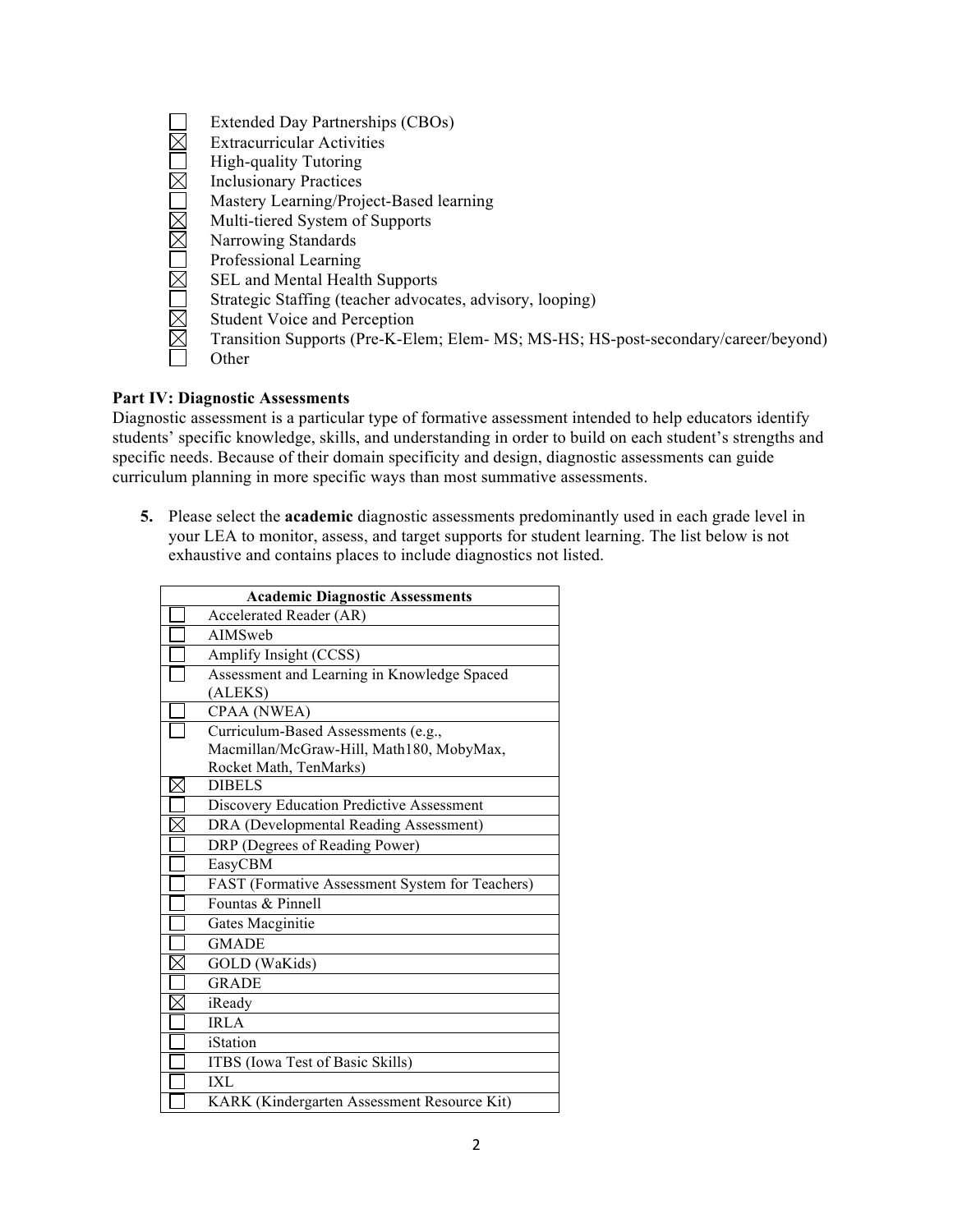- [ ] Extended Day Partnerships (CBOs)
- [x] Extracurricular Activities
- [ ] High-quality Tutoring
- [x] Inclusionary Practices
- [ ] Mastery Learning/Project-Based learning
- [x] Multi-tiered System of Supports
- [x] Narrowing Standards
- [ ] Professional Learning
- [x] SEL and Mental Health Supports
- [ ] Strategic Staffing (teacher advocates, advisory, looping)
- [x] Student Voice and Perception
- [x] Transition Supports (Pre-K-Elem; Elem- MS; MS-HS; HS-post-secondary/career/beyond)
- [ ] Other

**Part IV: Diagnostic Assessments**

Diagnostic assessment is a particular type of formative assessment intended to help educators identify students' specific knowledge, skills, and understanding in order to build on each student's strengths and specific needs. Because of their domain specificity and design, diagnostic assessments can guide curriculum planning in more specific ways than most summative assessments.

5. Please select the **academic** diagnostic assessments predominantly used in each grade level in your LEA to monitor, assess, and target supports for student learning. The list below is not exhaustive and contains places to include diagnostics not listed.

| | **Academic Diagnostic Assessments** |
|---|---|
| ☐ | Accelerated Reader (AR) |
| ☐ | AIMSweb |
| ☐ | Amplify Insight (CCSS) |
| ☐ | Assessment and Learning in Knowledge Spaced (ALEKS) |
| ☐ | CPAA (NWEA) |
| ☐ | Curriculum-Based Assessments (e.g., Macmillan/McGraw-Hill, Math180, MobyMax, Rocket Math, TenMarks) |
| ☒ | DIBELS |
| ☐ | Discovery Education Predictive Assessment |
| ☒ | DRA (Developmental Reading Assessment) |
| ☐ | DRP (Degrees of Reading Power) |
| ☐ | EasyCBM |
| ☐ | FAST (Formative Assessment System for Teachers) |
| ☐ | Fountas & Pinnell |
| ☐ | Gates Macginitie |
| ☐ | GMADE |
| ☒ | GOLD (WaKids) |
| ☐ | GRADE |
| ☒ | iReady |
| ☐ | IRLA |
| ☐ | iStation |
| ☐ | ITBS (Iowa Test of Basic Skills) |
| ☐ | IXL |
| ☐ | KARK (Kindergarten Assessment Resource Kit) |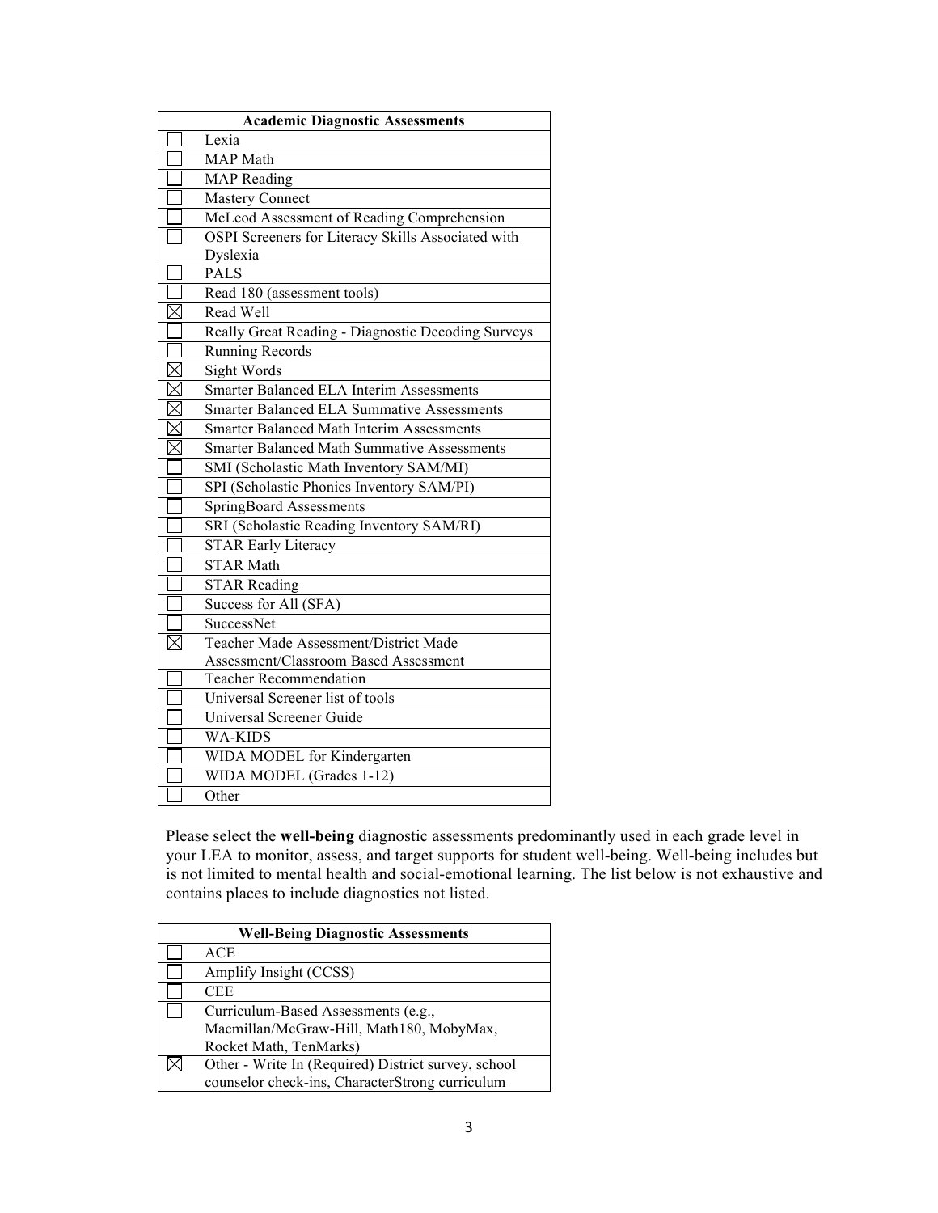| | Academic Diagnostic Assessments |
|---|---|
| ☐ | Lexia |
| ☐ | MAP Math |
| ☐ | MAP Reading |
| ☐ | Mastery Connect |
| ☐ | McLeod Assessment of Reading Comprehension |
| ☐ | OSPI Screeners for Literacy Skills Associated with Dyslexia |
| ☐ | PALS |
| ☐ | Read 180 (assessment tools) |
| ☒ | Read Well |
| ☐ | Really Great Reading - Diagnostic Decoding Surveys |
| ☐ | Running Records |
| ☒ | Sight Words |
| ☒ | Smarter Balanced ELA Interim Assessments |
| ☒ | Smarter Balanced ELA Summative Assessments |
| ☒ | Smarter Balanced Math Interim Assessments |
| ☒ | Smarter Balanced Math Summative Assessments |
| ☐ | SMI (Scholastic Math Inventory SAM/MI) |
| ☐ | SPI (Scholastic Phonics Inventory SAM/PI) |
| ☐ | SpringBoard Assessments |
| ☐ | SRI (Scholastic Reading Inventory SAM/RI) |
| ☐ | STAR Early Literacy |
| ☐ | STAR Math |
| ☐ | STAR Reading |
| ☐ | Success for All (SFA) |
| ☐ | SuccessNet |
| ☒ | Teacher Made Assessment/District Made Assessment/Classroom Based Assessment |
| ☐ | Teacher Recommendation |
| ☐ | Universal Screener list of tools |
| ☐ | Universal Screener Guide |
| ☐ | WA-KIDS |
| ☐ | WIDA MODEL for Kindergarten |
| ☐ | WIDA MODEL (Grades 1-12) |
| ☐ | Other |

Please select the **well-being** diagnostic assessments predominantly used in each grade level in your LEA to monitor, assess, and target supports for student well-being. Well-being includes but is not limited to mental health and social-emotional learning. The list below is not exhaustive and contains places to include diagnostics not listed.

| | Well-Being Diagnostic Assessments |
|---|---|
| ☐ | ACE |
| ☐ | Amplify Insight (CCSS) |
| ☐ | CEE |
| ☐ | Curriculum-Based Assessments (e.g., Macmillan/McGraw-Hill, Math180, MobyMax, Rocket Math, TenMarks) |
| ☒ | Other - Write In (Required) District survey, school counselor check-ins, CharacterStrong curriculum |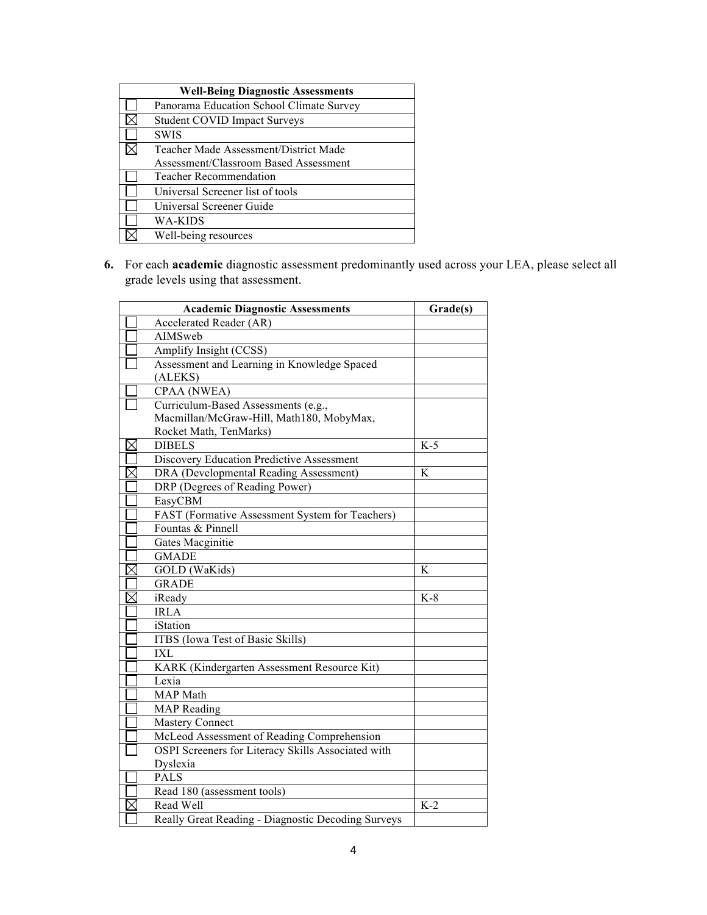| | Well-Being Diagnostic Assessments |
|---|---|
| ☐ | Panorama Education School Climate Survey |
| ☒ | Student COVID Impact Surveys |
| ☐ | SWIS |
| ☒ | Teacher Made Assessment/District Made Assessment/Classroom Based Assessment |
| ☐ | Teacher Recommendation |
| ☐ | Universal Screener list of tools |
| ☐ | Universal Screener Guide |
| ☐ | WA-KIDS |
| ☒ | Well-being resources |

6. For each **academic** diagnostic assessment predominantly used across your LEA, please select all grade levels using that assessment.

| | Academic Diagnostic Assessments | Grade(s) |
|---|---|---|
| ☐ | Accelerated Reader (AR) | |
| ☐ | AIMSweb | |
| ☐ | Amplify Insight (CCSS) | |
| ☐ | Assessment and Learning in Knowledge Spaced (ALEKS) | |
| ☐ | CPAA (NWEA) | |
| ☐ | Curriculum-Based Assessments (e.g., Macmillan/McGraw-Hill, Math180, MobyMax, Rocket Math, TenMarks) | |
| ☒ | DIBELS | K-5 |
| ☐ | Discovery Education Predictive Assessment | |
| ☒ | DRA (Developmental Reading Assessment) | K |
| ☐ | DRP (Degrees of Reading Power) | |
| ☐ | EasyCBM | |
| ☐ | FAST (Formative Assessment System for Teachers) | |
| ☐ | Fountas & Pinnell | |
| ☐ | Gates Macginitie | |
| ☐ | GMADE | |
| ☒ | GOLD (WaKids) | K |
| ☐ | GRADE | |
| ☒ | iReady | K-8 |
| ☐ | IRLA | |
| ☐ | iStation | |
| ☐ | ITBS (Iowa Test of Basic Skills) | |
| ☐ | IXL | |
| ☐ | KARK (Kindergarten Assessment Resource Kit) | |
| ☐ | Lexia | |
| ☐ | MAP Math | |
| ☐ | MAP Reading | |
| ☐ | Mastery Connect | |
| ☐ | McLeod Assessment of Reading Comprehension | |
| ☐ | OSPI Screeners for Literacy Skills Associated with Dyslexia | |
| ☐ | PALS | |
| ☐ | Read 180 (assessment tools) | |
| ☒ | Read Well | K-2 |
| ☐ | Really Great Reading - Diagnostic Decoding Surveys | |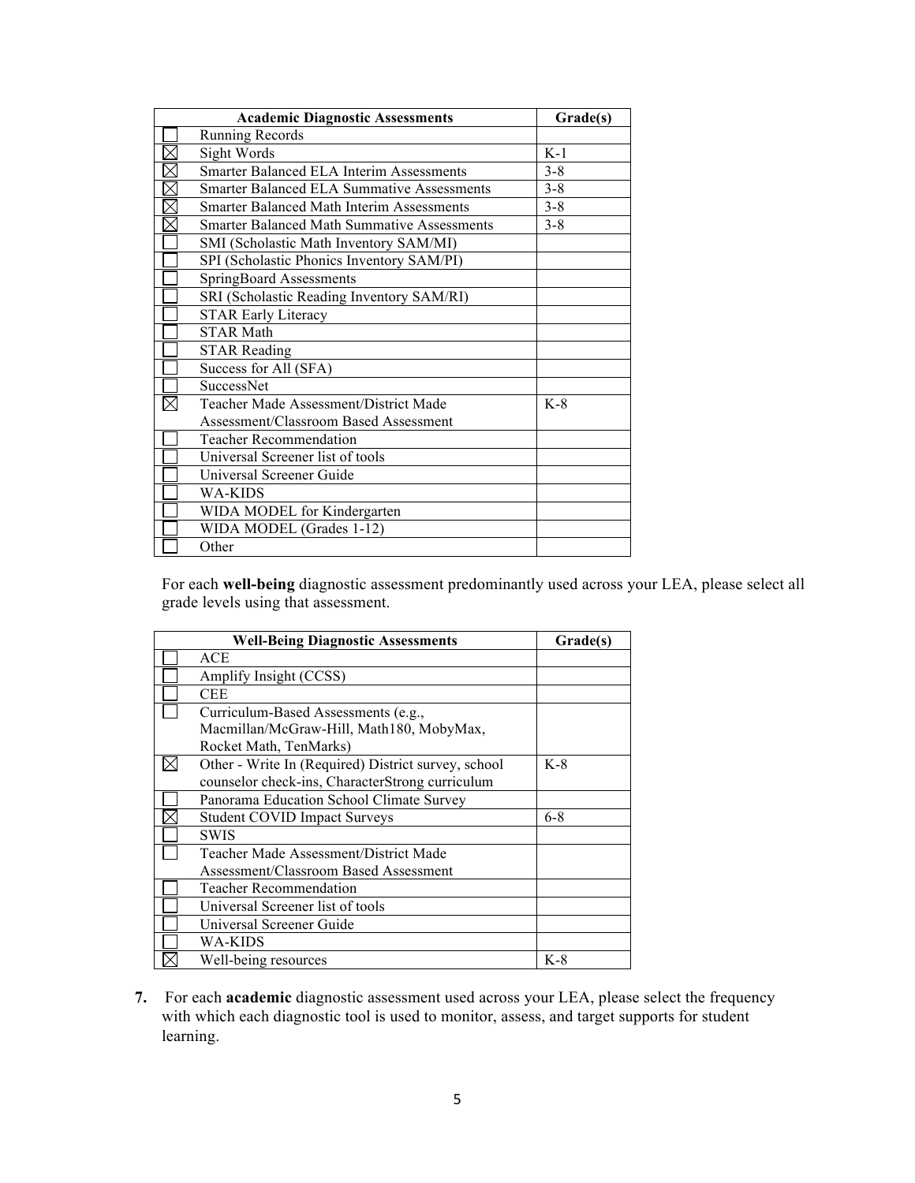| | Academic Diagnostic Assessments | Grade(s) |
|---|---|---|
| ☐ | Running Records | |
| ☒ | Sight Words | K-1 |
| ☒ | Smarter Balanced ELA Interim Assessments | 3-8 |
| ☒ | Smarter Balanced ELA Summative Assessments | 3-8 |
| ☒ | Smarter Balanced Math Interim Assessments | 3-8 |
| ☒ | Smarter Balanced Math Summative Assessments | 3-8 |
| ☐ | SMI (Scholastic Math Inventory SAM/MI) | |
| ☐ | SPI (Scholastic Phonics Inventory SAM/PI) | |
| ☐ | SpringBoard Assessments | |
| ☐ | SRI (Scholastic Reading Inventory SAM/RI) | |
| ☐ | STAR Early Literacy | |
| ☐ | STAR Math | |
| ☐ | STAR Reading | |
| ☐ | Success for All (SFA) | |
| ☐ | SuccessNet | |
| ☒ | Teacher Made Assessment/District Made Assessment/Classroom Based Assessment | K-8 |
| ☐ | Teacher Recommendation | |
| ☐ | Universal Screener list of tools | |
| ☐ | Universal Screener Guide | |
| ☐ | WA-KIDS | |
| ☐ | WIDA MODEL for Kindergarten | |
| ☐ | WIDA MODEL (Grades 1-12) | |
| ☐ | Other | |

For each **well-being** diagnostic assessment predominantly used across your LEA, please select all grade levels using that assessment.

| | Well-Being Diagnostic Assessments | Grade(s) |
|---|---|---|
| ☐ | ACE | |
| ☐ | Amplify Insight (CCSS) | |
| ☐ | CEE | |
| ☐ | Curriculum-Based Assessments (e.g., Macmillan/McGraw-Hill, Math180, MobyMax, Rocket Math, TenMarks) | |
| ☒ | Other - Write In (Required) District survey, school counselor check-ins, CharacterStrong curriculum | K-8 |
| ☐ | Panorama Education School Climate Survey | |
| ☒ | Student COVID Impact Surveys | 6-8 |
| ☐ | SWIS | |
| ☐ | Teacher Made Assessment/District Made Assessment/Classroom Based Assessment | |
| ☐ | Teacher Recommendation | |
| ☐ | Universal Screener list of tools | |
| ☐ | Universal Screener Guide | |
| ☐ | WA-KIDS | |
| ☒ | Well-being resources | K-8 |

7. For each **academic** diagnostic assessment used across your LEA, please select the frequency with which each diagnostic tool is used to monitor, assess, and target supports for student learning.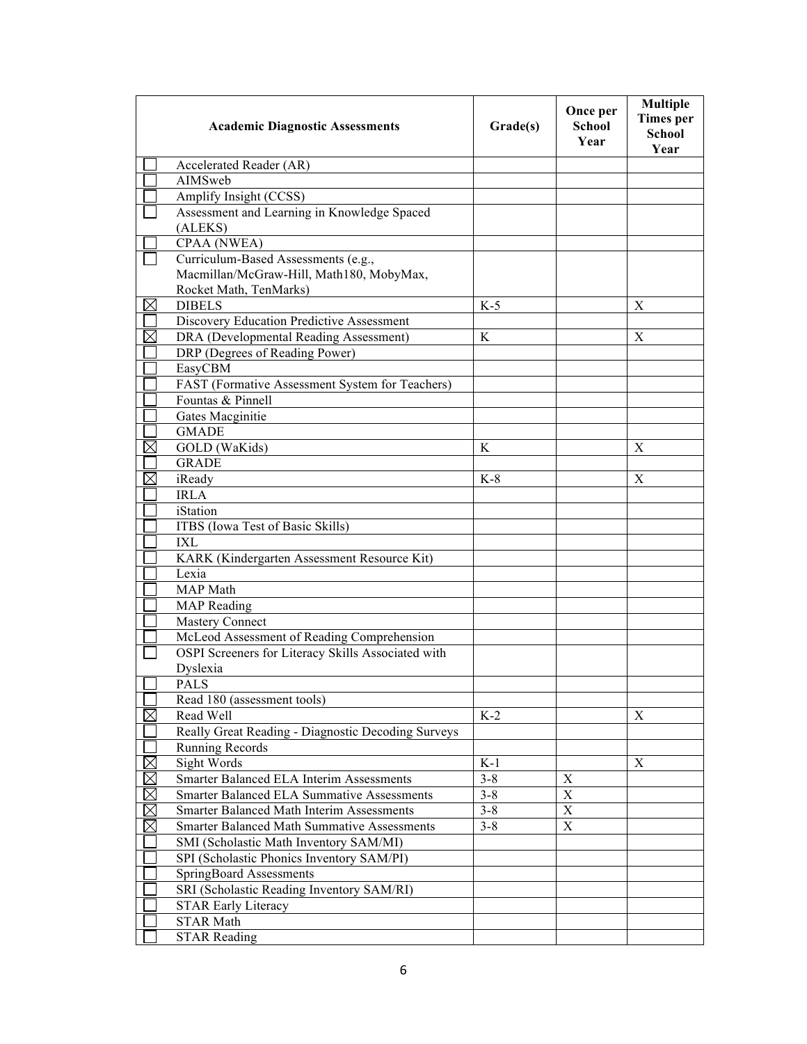| | Academic Diagnostic Assessments | Grade(s) | Once per School Year | Multiple Times per School Year |
|---|---|---|---|---|
| ☐ | Accelerated Reader (AR) | | | |
| ☐ | AIMSweb | | | |
| ☐ | Amplify Insight (CCSS) | | | |
| ☐ | Assessment and Learning in Knowledge Spaced (ALEKS) | | | |
| ☐ | CPAA (NWEA) | | | |
| ☐ | Curriculum-Based Assessments (e.g., Macmillan/McGraw-Hill, Math180, MobyMax, Rocket Math, TenMarks) | | | |
| ☒ | DIBELS | K-5 | | X |
| ☐ | Discovery Education Predictive Assessment | | | |
| ☒ | DRA (Developmental Reading Assessment) | K | | X |
| ☐ | DRP (Degrees of Reading Power) | | | |
| ☐ | EasyCBM | | | |
| ☐ | FAST (Formative Assessment System for Teachers) | | | |
| ☐ | Fountas & Pinnell | | | |
| ☐ | Gates Macginitie | | | |
| ☐ | GMADE | | | |
| ☒ | GOLD (WaKids) | K | | X |
| ☐ | GRADE | | | |
| ☒ | iReady | K-8 | | X |
| ☐ | IRLA | | | |
| ☐ | iStation | | | |
| ☐ | ITBS (Iowa Test of Basic Skills) | | | |
| ☐ | IXL | | | |
| ☐ | KARK (Kindergarten Assessment Resource Kit) | | | |
| ☐ | Lexia | | | |
| ☐ | MAP Math | | | |
| ☐ | MAP Reading | | | |
| ☐ | Mastery Connect | | | |
| ☐ | McLeod Assessment of Reading Comprehension | | | |
| ☐ | OSPI Screeners for Literacy Skills Associated with Dyslexia | | | |
| ☐ | PALS | | | |
| ☐ | Read 180 (assessment tools) | | | |
| ☒ | Read Well | K-2 | | X |
| ☐ | Really Great Reading - Diagnostic Decoding Surveys | | | |
| ☐ | Running Records | | | |
| ☒ | Sight Words | K-1 | | X |
| ☒ | Smarter Balanced ELA Interim Assessments | 3-8 | X | |
| ☒ | Smarter Balanced ELA Summative Assessments | 3-8 | X | |
| ☒ | Smarter Balanced Math Interim Assessments | 3-8 | X | |
| ☒ | Smarter Balanced Math Summative Assessments | 3-8 | X | |
| ☐ | SMI (Scholastic Math Inventory SAM/MI) | | | |
| ☐ | SPI (Scholastic Phonics Inventory SAM/PI) | | | |
| ☐ | SpringBoard Assessments | | | |
| ☐ | SRI (Scholastic Reading Inventory SAM/RI) | | | |
| ☐ | STAR Early Literacy | | | |
| ☐ | STAR Math | | | |
| ☐ | STAR Reading | | | |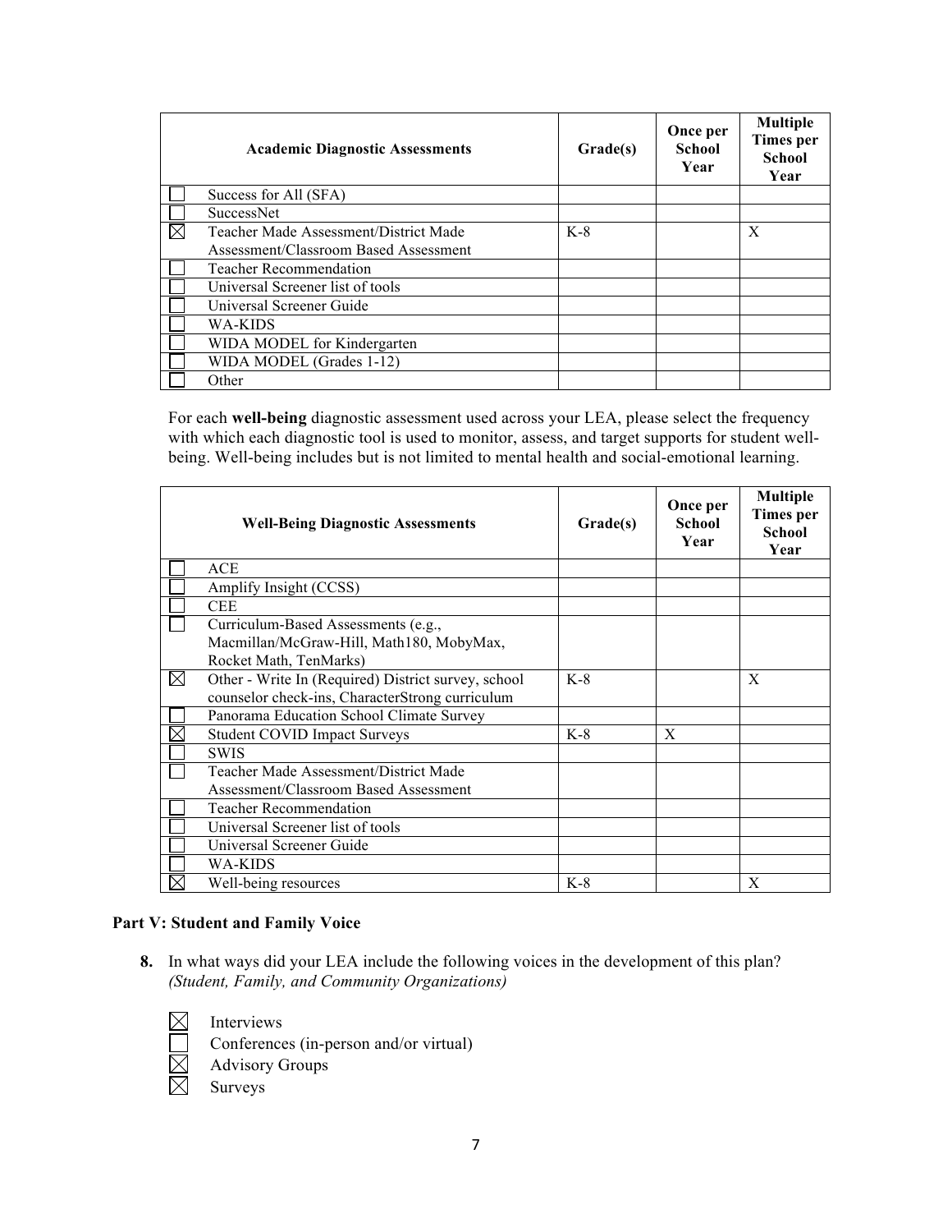| | Academic Diagnostic Assessments | Grade(s) | Once per School Year | Multiple Times per School Year |
|---|---|---|---|---|
| ☐ | Success for All (SFA) | | | |
| ☐ | SuccessNet | | | |
| ☒ | Teacher Made Assessment/District Made Assessment/Classroom Based Assessment | K-8 | | X |
| ☐ | Teacher Recommendation | | | |
| ☐ | Universal Screener list of tools | | | |
| ☐ | Universal Screener Guide | | | |
| ☐ | WA-KIDS | | | |
| ☐ | WIDA MODEL for Kindergarten | | | |
| ☐ | WIDA MODEL (Grades 1-12) | | | |
| ☐ | Other | | | |

For each **well-being** diagnostic assessment used across your LEA, please select the frequency with which each diagnostic tool is used to monitor, assess, and target supports for student well-being. Well-being includes but is not limited to mental health and social-emotional learning.

| | Well-Being Diagnostic Assessments | Grade(s) | Once per School Year | Multiple Times per School Year |
|---|---|---|---|---|
| ☐ | ACE | | | |
| ☐ | Amplify Insight (CCSS) | | | |
| ☐ | CEE | | | |
| ☐ | Curriculum-Based Assessments (e.g., Macmillan/McGraw-Hill, Math180, MobyMax, Rocket Math, TenMarks) | | | |
| ☒ | Other - Write In (Required) District survey, school counselor check-ins, CharacterStrong curriculum | K-8 | | X |
| ☐ | Panorama Education School Climate Survey | | | |
| ☒ | Student COVID Impact Surveys | K-8 | X | |
| ☐ | SWIS | | | |
| ☐ | Teacher Made Assessment/District Made Assessment/Classroom Based Assessment | | | |
| ☐ | Teacher Recommendation | | | |
| ☐ | Universal Screener list of tools | | | |
| ☐ | Universal Screener Guide | | | |
| ☐ | WA-KIDS | | | |
| ☒ | Well-being resources | K-8 | | X |

**Part V: Student and Family Voice**

**8.** In what ways did your LEA include the following voices in the development of this plan? *(Student, Family, and Community Organizations)*

☒ Interviews
☐ Conferences (in-person and/or virtual)
☒ Advisory Groups
☒ Surveys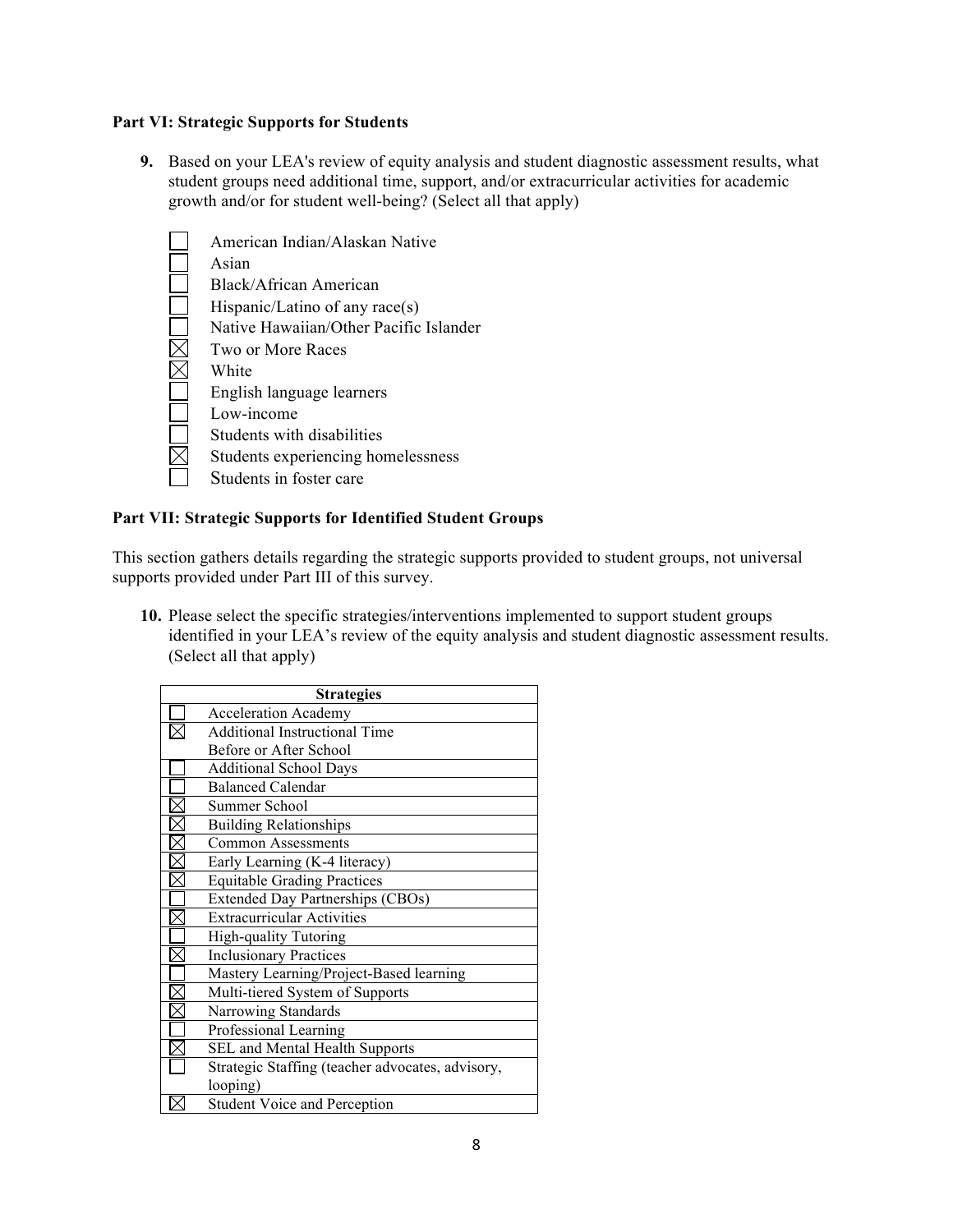**Part VI: Strategic Supports for Students**

9. Based on your LEA's review of equity analysis and student diagnostic assessment results, what student groups need additional time, support, and/or extracurricular activities for academic growth and/or for student well-being? (Select all that apply)

- ☐ American Indian/Alaskan Native
- ☐ Asian
- ☐ Black/African American
- ☐ Hispanic/Latino of any race(s)
- ☐ Native Hawaiian/Other Pacific Islander
- ☒ Two or More Races
- ☒ White
- ☐ English language learners
- ☐ Low-income
- ☐ Students with disabilities
- ☒ Students experiencing homelessness
- ☐ Students in foster care

**Part VII: Strategic Supports for Identified Student Groups**

This section gathers details regarding the strategic supports provided to student groups, not universal supports provided under Part III of this survey.

10. Please select the specific strategies/interventions implemented to support student groups identified in your LEA's review of the equity analysis and student diagnostic assessment results. (Select all that apply)

| | Strategies |
|---|---|
| ☐ | Acceleration Academy |
| ☒ | Additional Instructional Time Before or After School |
| ☐ | Additional School Days |
| ☐ | Balanced Calendar |
| ☒ | Summer School |
| ☒ | Building Relationships |
| ☒ | Common Assessments |
| ☒ | Early Learning (K-4 literacy) |
| ☒ | Equitable Grading Practices |
| ☐ | Extended Day Partnerships (CBOs) |
| ☒ | Extracurricular Activities |
| ☐ | High-quality Tutoring |
| ☒ | Inclusionary Practices |
| ☐ | Mastery Learning/Project-Based learning |
| ☒ | Multi-tiered System of Supports |
| ☒ | Narrowing Standards |
| ☐ | Professional Learning |
| ☒ | SEL and Mental Health Supports |
| ☐ | Strategic Staffing (teacher advocates, advisory, looping) |
| ☒ | Student Voice and Perception |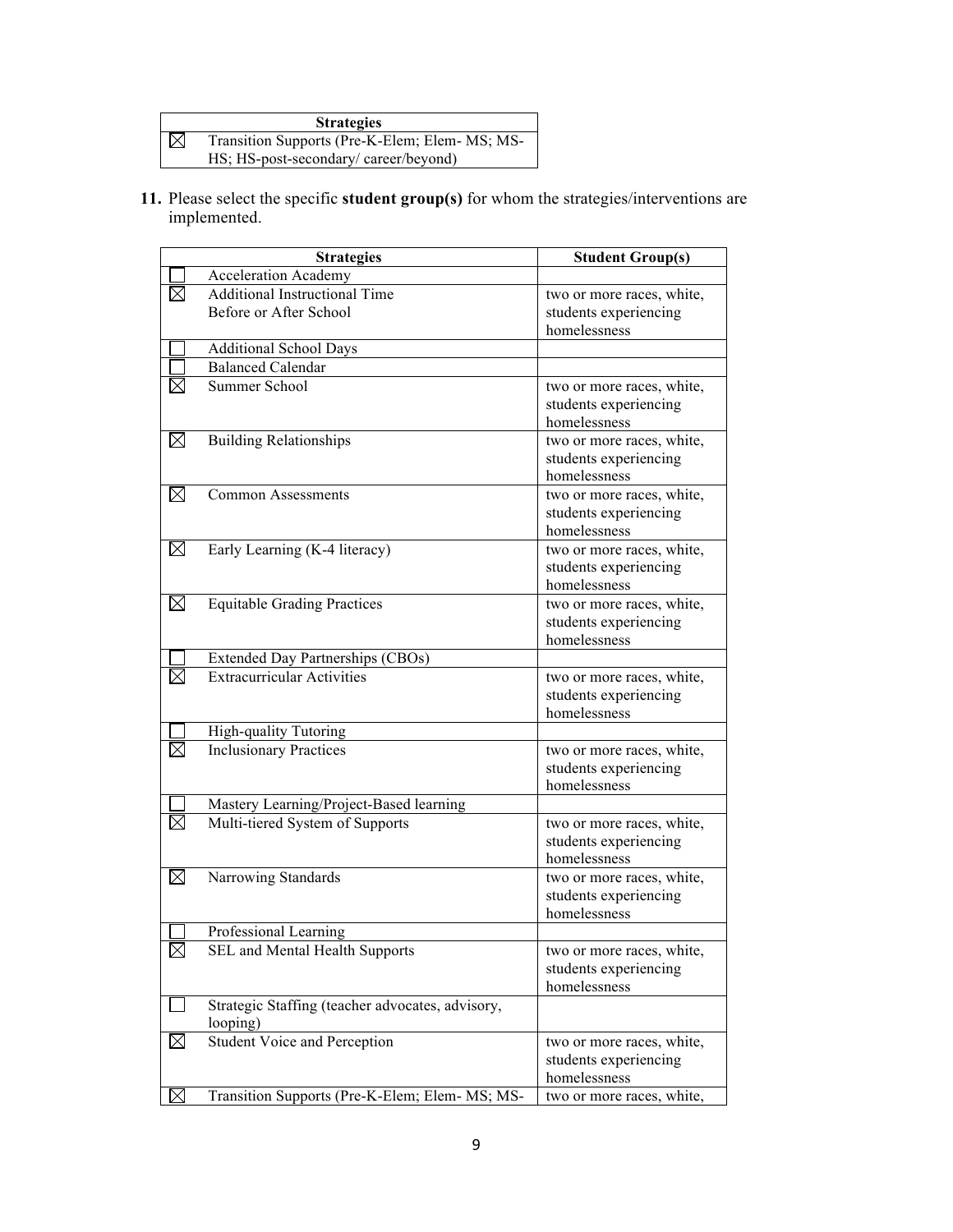| | Strategies |
|---|---|
| ☒ | Transition Supports (Pre-K-Elem; Elem- MS; MS-HS; HS-post-secondary/ career/beyond) |

**11.** Please select the specific **student group(s)** for whom the strategies/interventions are implemented.

| | Strategies | Student Group(s) |
|---|---|---|
| ☐ | Acceleration Academy | |
| ☒ | Additional Instructional Time Before or After School | two or more races, white, students experiencing homelessness |
| ☐ | Additional School Days | |
| ☐ | Balanced Calendar | |
| ☒ | Summer School | two or more races, white, students experiencing homelessness |
| ☒ | Building Relationships | two or more races, white, students experiencing homelessness |
| ☒ | Common Assessments | two or more races, white, students experiencing homelessness |
| ☒ | Early Learning (K-4 literacy) | two or more races, white, students experiencing homelessness |
| ☒ | Equitable Grading Practices | two or more races, white, students experiencing homelessness |
| ☐ | Extended Day Partnerships (CBOs) | |
| ☒ | Extracurricular Activities | two or more races, white, students experiencing homelessness |
| ☐ | High-quality Tutoring | |
| ☒ | Inclusionary Practices | two or more races, white, students experiencing homelessness |
| ☐ | Mastery Learning/Project-Based learning | |
| ☒ | Multi-tiered System of Supports | two or more races, white, students experiencing homelessness |
| ☒ | Narrowing Standards | two or more races, white, students experiencing homelessness |
| ☐ | Professional Learning | |
| ☒ | SEL and Mental Health Supports | two or more races, white, students experiencing homelessness |
| ☐ | Strategic Staffing (teacher advocates, advisory, looping) | |
| ☒ | Student Voice and Perception | two or more races, white, students experiencing homelessness |
| ☒ | Transition Supports (Pre-K-Elem; Elem- MS; MS- | two or more races, white, |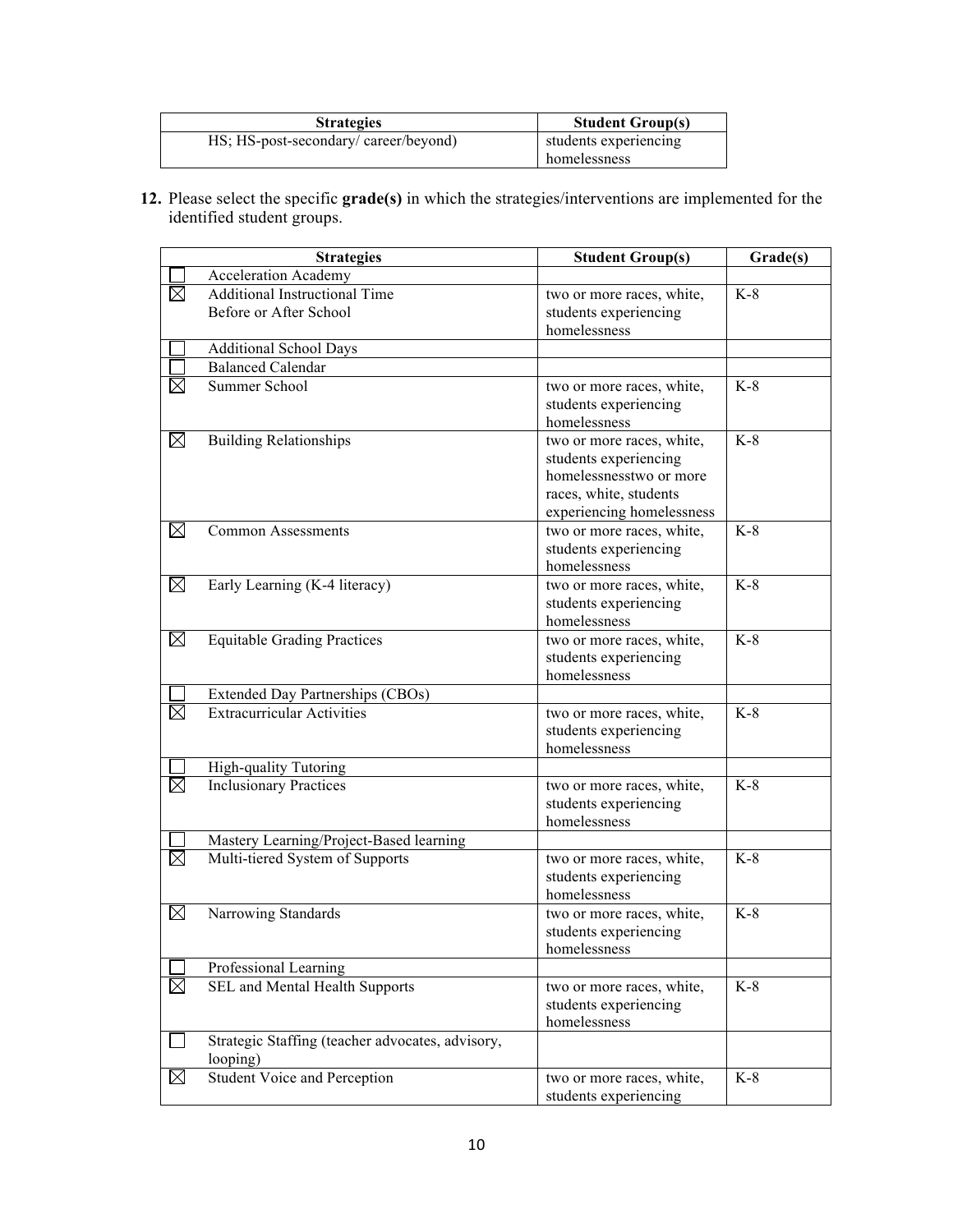| Strategies | Student Group(s) |
|---|---|
| HS; HS-post-secondary/ career/beyond) | students experiencing homelessness |

**12.** Please select the specific **grade(s)** in which the strategies/interventions are implemented for the identified student groups.

| | Strategies | Student Group(s) | Grade(s) |
|---|---|---|---|
| ☐ | Acceleration Academy | | |
| ☒ | Additional Instructional Time Before or After School | two or more races, white, students experiencing homelessness | K-8 |
| ☐ | Additional School Days | | |
| ☐ | Balanced Calendar | | |
| ☒ | Summer School | two or more races, white, students experiencing homelessness | K-8 |
| ☒ | Building Relationships | two or more races, white, students experiencing homelessnesstwo or more races, white, students experiencing homelessness | K-8 |
| ☒ | Common Assessments | two or more races, white, students experiencing homelessness | K-8 |
| ☒ | Early Learning (K-4 literacy) | two or more races, white, students experiencing homelessness | K-8 |
| ☒ | Equitable Grading Practices | two or more races, white, students experiencing homelessness | K-8 |
| ☐ | Extended Day Partnerships (CBOs) | | |
| ☒ | Extracurricular Activities | two or more races, white, students experiencing homelessness | K-8 |
| ☐ | High-quality Tutoring | | |
| ☒ | Inclusionary Practices | two or more races, white, students experiencing homelessness | K-8 |
| ☐ | Mastery Learning/Project-Based learning | | |
| ☒ | Multi-tiered System of Supports | two or more races, white, students experiencing homelessness | K-8 |
| ☒ | Narrowing Standards | two or more races, white, students experiencing homelessness | K-8 |
| ☐ | Professional Learning | | |
| ☒ | SEL and Mental Health Supports | two or more races, white, students experiencing homelessness | K-8 |
| ☐ | Strategic Staffing (teacher advocates, advisory, looping) | | |
| ☒ | Student Voice and Perception | two or more races, white, students experiencing | K-8 |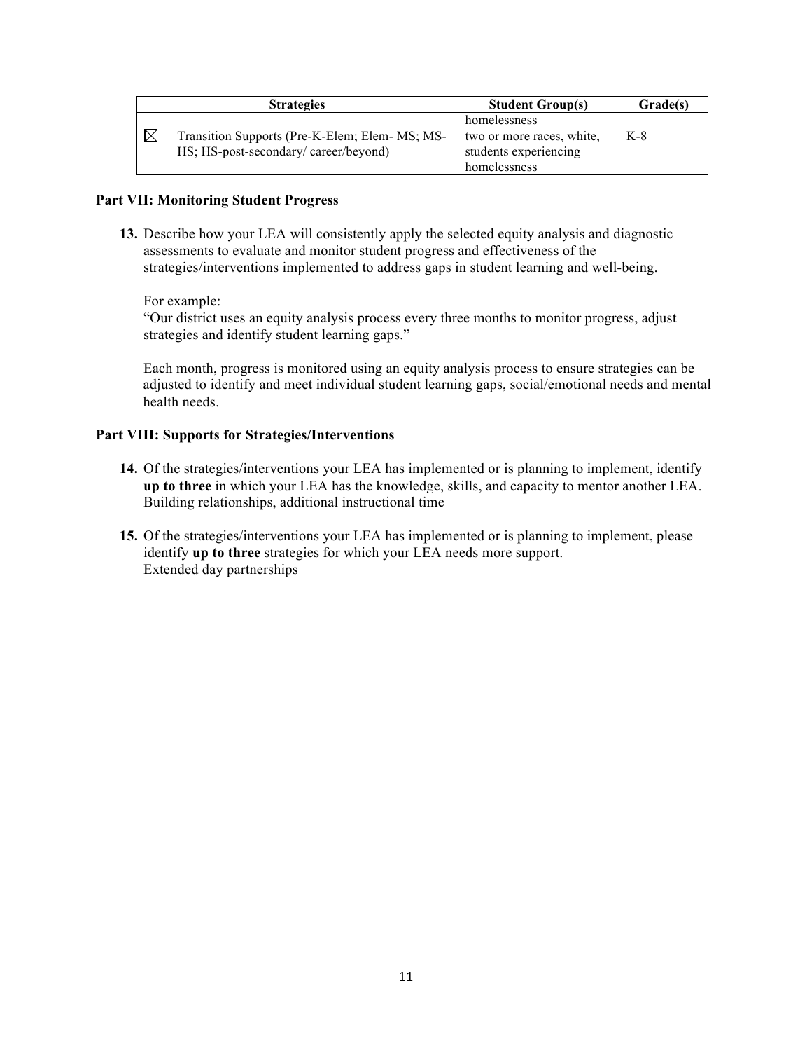| Strategies | Student Group(s) | Grade(s) |
|---|---|---|
| | homelessness | |
| ☒ Transition Supports (Pre-K-Elem; Elem- MS; MS-HS; HS-post-secondary/ career/beyond) | two or more races, white, students experiencing homelessness | K-8 |

**Part VII: Monitoring Student Progress**

13. Describe how your LEA will consistently apply the selected equity analysis and diagnostic assessments to evaluate and monitor student progress and effectiveness of the strategies/interventions implemented to address gaps in student learning and well-being.

    For example:
    "Our district uses an equity analysis process every three months to monitor progress, adjust strategies and identify student learning gaps."

    Each month, progress is monitored using an equity analysis process to ensure strategies can be adjusted to identify and meet individual student learning gaps, social/emotional needs and mental health needs.

**Part VIII: Supports for Strategies/Interventions**

14. Of the strategies/interventions your LEA has implemented or is planning to implement, identify **up to three** in which your LEA has the knowledge, skills, and capacity to mentor another LEA.
    Building relationships, additional instructional time

15. Of the strategies/interventions your LEA has implemented or is planning to implement, please identify **up to three** strategies for which your LEA needs more support.
    Extended day partnerships